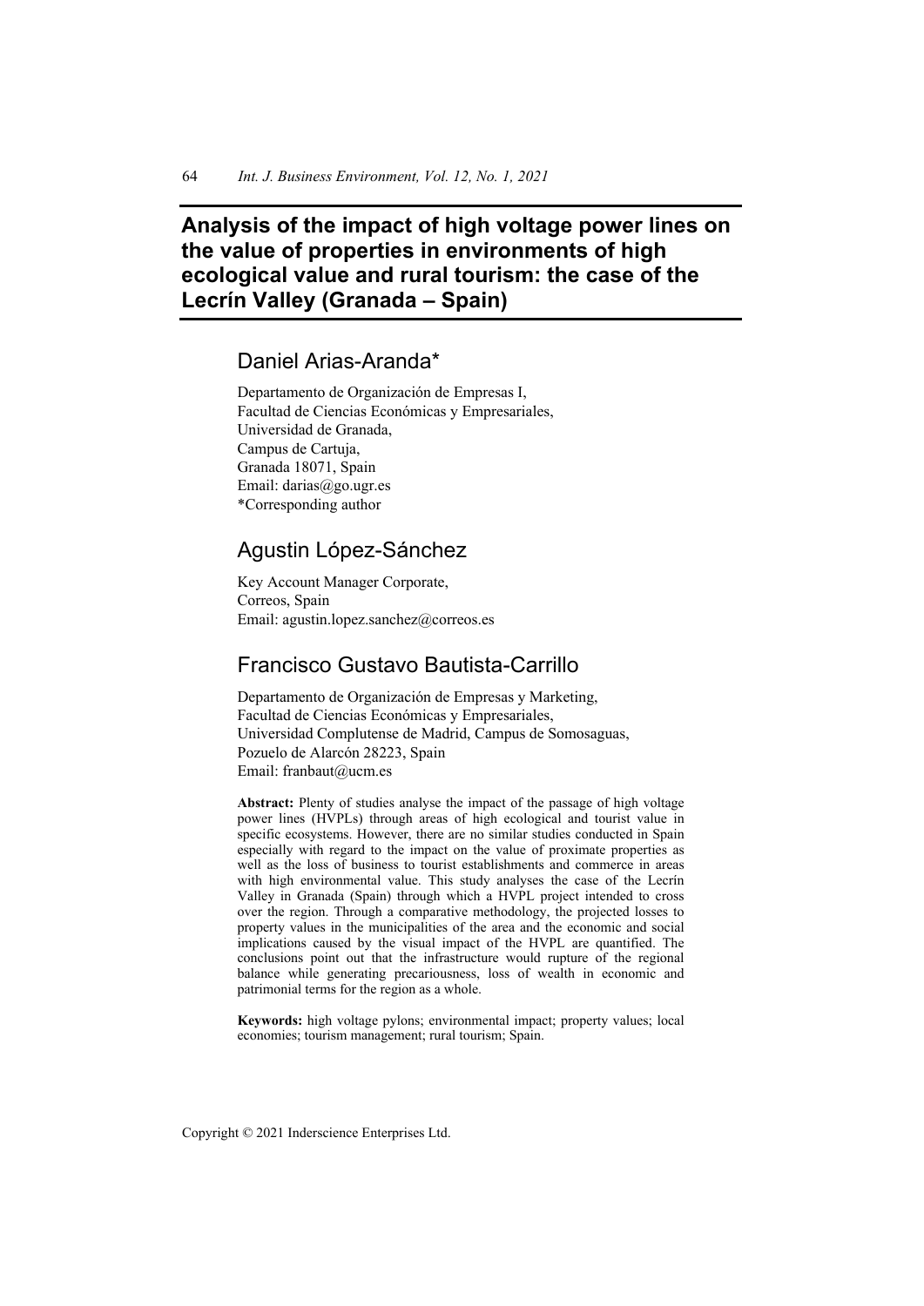# Analysis of the impact of high voltage power lines on the value of properties in environments of high ecological value and rural tourism: the case of the Lecrín Valley (Granada – Spain)

## Daniel Arias-Aranda*

Departamento de Organización de Empresas I,
Facultad de Ciencias Económicas y Empresariales,
Universidad de Granada,
Campus de Cartuja,
Granada 18071, Spain
Email: darias@go.ugr.es
*Corresponding author

## Agustin López-Sánchez

Key Account Manager Corporate,
Correos, Spain
Email: agustin.lopez.sanchez@correos.es

## Francisco Gustavo Bautista-Carrillo

Departamento de Organización de Empresas y Marketing,
Facultad de Ciencias Económicas y Empresariales,
Universidad Complutense de Madrid, Campus de Somosaguas,
Pozuelo de Alarcón 28223, Spain
Email: franbaut@ucm.es

**Abstract:** Plenty of studies analyse the impact of the passage of high voltage power lines (HVPLs) through areas of high ecological and tourist value in specific ecosystems. However, there are no similar studies conducted in Spain especially with regard to the impact on the value of proximate properties as well as the loss of business to tourist establishments and commerce in areas with high environmental value. This study analyses the case of the Lecrín Valley in Granada (Spain) through which a HVPL project intended to cross over the region. Through a comparative methodology, the projected losses to property values in the municipalities of the area and the economic and social implications caused by the visual impact of the HVPL are quantified. The conclusions point out that the infrastructure would rupture of the regional balance while generating precariousness, loss of wealth in economic and patrimonial terms for the region as a whole.

**Keywords:** high voltage pylons; environmental impact; property values; local economies; tourism management; rural tourism; Spain.

Copyright © 2021 Inderscience Enterprises Ltd.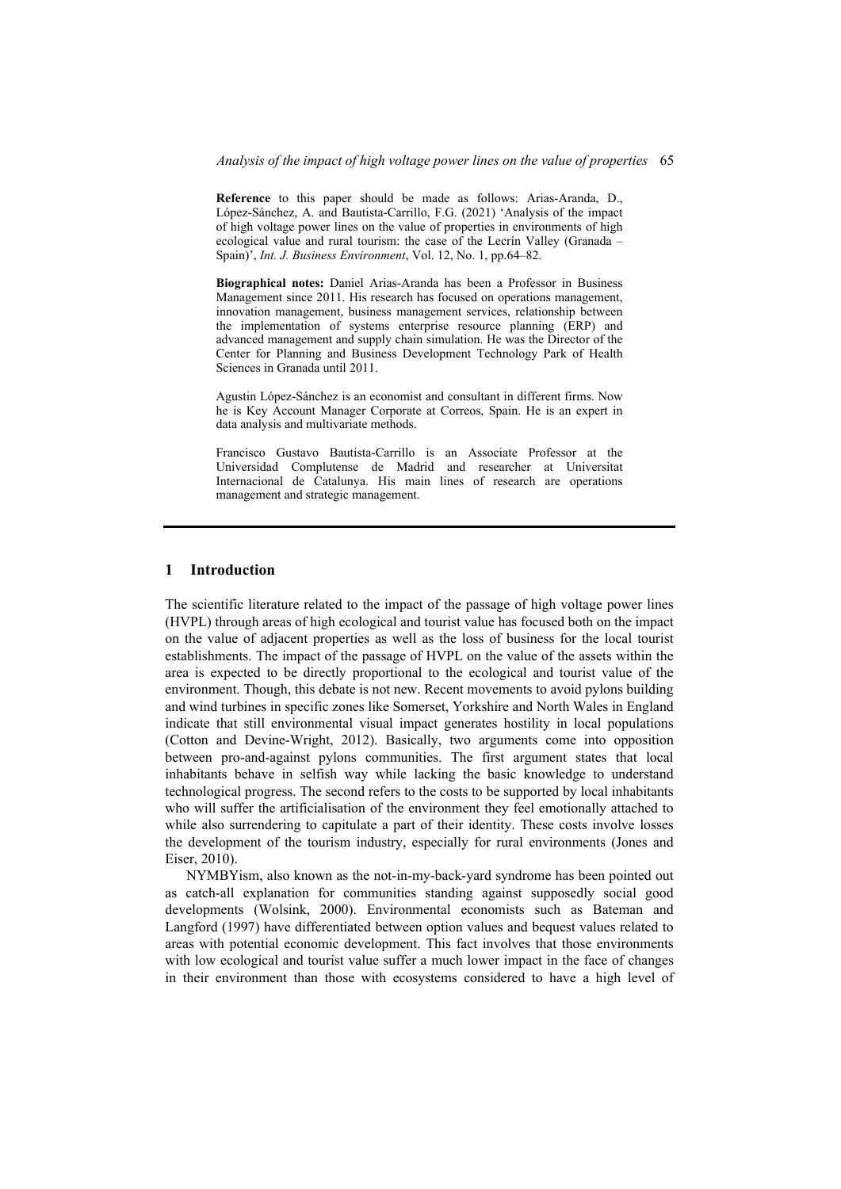**Reference** to this paper should be made as follows: Arias-Aranda, D., López-Sánchez, A. and Bautista-Carrillo, F.G. (2021) 'Analysis of the impact of high voltage power lines on the value of properties in environments of high ecological value and rural tourism: the case of the Lecrín Valley (Granada – Spain)', *Int. J. Business Environment*, Vol. 12, No. 1, pp.64–82.

**Biographical notes:** Daniel Arias-Aranda has been a Professor in Business Management since 2011. His research has focused on operations management, innovation management, business management services, relationship between the implementation of systems enterprise resource planning (ERP) and advanced management and supply chain simulation. He was the Director of the Center for Planning and Business Development Technology Park of Health Sciences in Granada until 2011.

Agustin López-Sánchez is an economist and consultant in different firms. Now he is Key Account Manager Corporate at Correos, Spain. He is an expert in data analysis and multivariate methods.

Francisco Gustavo Bautista-Carrillo is an Associate Professor at the Universidad Complutense de Madrid and researcher at Universitat Internacional de Catalunya. His main lines of research are operations management and strategic management.

## 1 Introduction

The scientific literature related to the impact of the passage of high voltage power lines (HVPL) through areas of high ecological and tourist value has focused both on the impact on the value of adjacent properties as well as the loss of business for the local tourist establishments. The impact of the passage of HVPL on the value of the assets within the area is expected to be directly proportional to the ecological and tourist value of the environment. Though, this debate is not new. Recent movements to avoid pylons building and wind turbines in specific zones like Somerset, Yorkshire and North Wales in England indicate that still environmental visual impact generates hostility in local populations (Cotton and Devine-Wright, 2012). Basically, two arguments come into opposition between pro-and-against pylons communities. The first argument states that local inhabitants behave in selfish way while lacking the basic knowledge to understand technological progress. The second refers to the costs to be supported by local inhabitants who will suffer the artificialisation of the environment they feel emotionally attached to while also surrendering to capitulate a part of their identity. These costs involve losses the development of the tourism industry, especially for rural environments (Jones and Eiser, 2010).

NYMBYism, also known as the not-in-my-back-yard syndrome has been pointed out as catch-all explanation for communities standing against supposedly social good developments (Wolsink, 2000). Environmental economists such as Bateman and Langford (1997) have differentiated between option values and bequest values related to areas with potential economic development. This fact involves that those environments with low ecological and tourist value suffer a much lower impact in the face of changes in their environment than those with ecosystems considered to have a high level of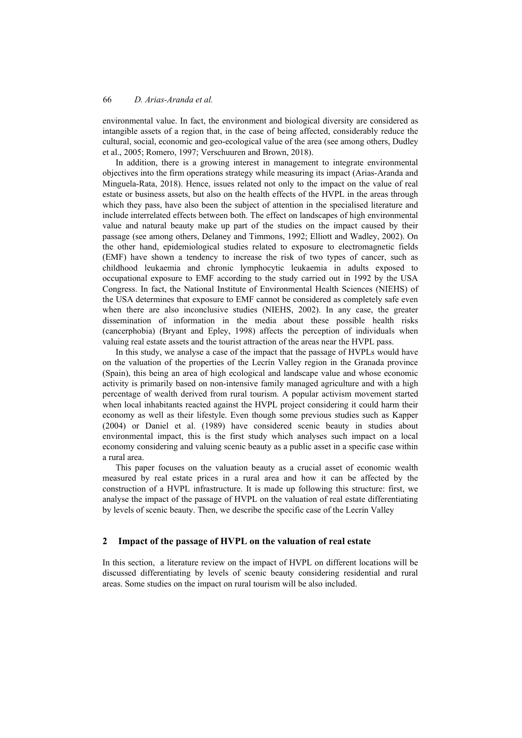environmental value. In fact, the environment and biological diversity are considered as intangible assets of a region that, in the case of being affected, considerably reduce the cultural, social, economic and geo-ecological value of the area (see among others, Dudley et al., 2005; Romero, 1997; Verschuuren and Brown, 2018).

In addition, there is a growing interest in management to integrate environmental objectives into the firm operations strategy while measuring its impact (Arias-Aranda and Minguela-Rata, 2018). Hence, issues related not only to the impact on the value of real estate or business assets, but also on the health effects of the HVPL in the areas through which they pass, have also been the subject of attention in the specialised literature and include interrelated effects between both. The effect on landscapes of high environmental value and natural beauty make up part of the studies on the impact caused by their passage (see among others, Delaney and Timmons, 1992; Elliott and Wadley, 2002). On the other hand, epidemiological studies related to exposure to electromagnetic fields (EMF) have shown a tendency to increase the risk of two types of cancer, such as childhood leukaemia and chronic lymphocytic leukaemia in adults exposed to occupational exposure to EMF according to the study carried out in 1992 by the USA Congress. In fact, the National Institute of Environmental Health Sciences (NIEHS) of the USA determines that exposure to EMF cannot be considered as completely safe even when there are also inconclusive studies (NIEHS, 2002). In any case, the greater dissemination of information in the media about these possible health risks (cancerphobia) (Bryant and Epley, 1998) affects the perception of individuals when valuing real estate assets and the tourist attraction of the areas near the HVPL pass.

In this study, we analyse a case of the impact that the passage of HVPLs would have on the valuation of the properties of the Lecrín Valley region in the Granada province (Spain), this being an area of high ecological and landscape value and whose economic activity is primarily based on non-intensive family managed agriculture and with a high percentage of wealth derived from rural tourism. A popular activism movement started when local inhabitants reacted against the HVPL project considering it could harm their economy as well as their lifestyle. Even though some previous studies such as Kapper (2004) or Daniel et al. (1989) have considered scenic beauty in studies about environmental impact, this is the first study which analyses such impact on a local economy considering and valuing scenic beauty as a public asset in a specific case within a rural area.

This paper focuses on the valuation beauty as a crucial asset of economic wealth measured by real estate prices in a rural area and how it can be affected by the construction of a HVPL infrastructure. It is made up following this structure: first, we analyse the impact of the passage of HVPL on the valuation of real estate differentiating by levels of scenic beauty. Then, we describe the specific case of the Lecrín Valley

## 2 Impact of the passage of HVPL on the valuation of real estate

In this section, a literature review on the impact of HVPL on different locations will be discussed differentiating by levels of scenic beauty considering residential and rural areas. Some studies on the impact on rural tourism will be also included.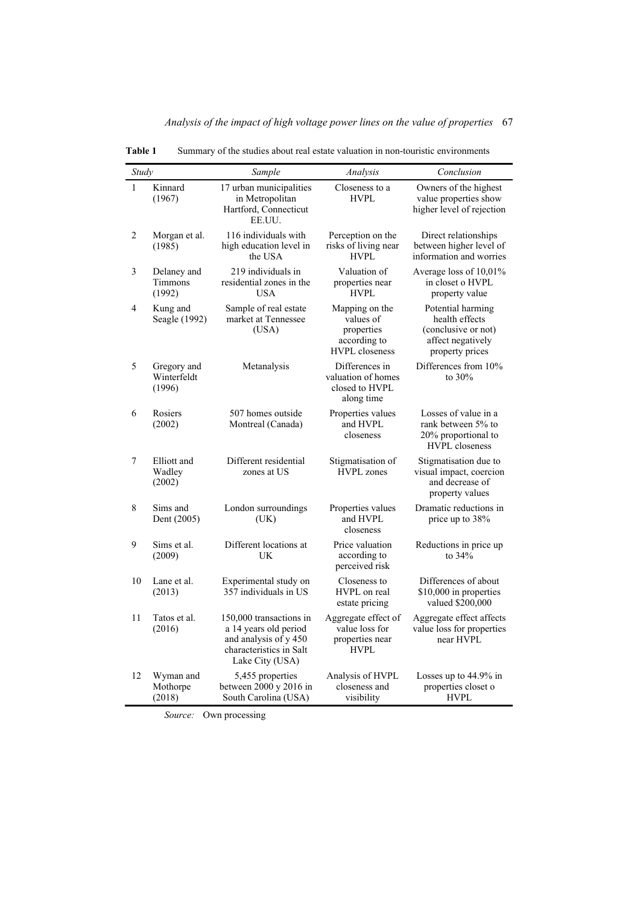**Table 1** Summary of the studies about real estate valuation in non-touristic environments

| *Study* | | *Sample* | *Analysis* | *Conclusion* |
|---|---|---|---|---|
| 1 | Kinnard (1967) | 17 urban municipalities in Metropolitan Hartford, Connecticut EE.UU. | Closeness to a HVPL | Owners of the highest value properties show higher level of rejection |
| 2 | Morgan et al. (1985) | 116 individuals with high education level in the USA | Perception on the risks of living near HVPL | Direct relationships between higher level of information and worries |
| 3 | Delaney and Timmons (1992) | 219 individuals in residential zones in the USA | Valuation of properties near HVPL | Average loss of 10,01% in closet o HVPL property value |
| 4 | Kung and Seagle (1992) | Sample of real estate market at Tennessee (USA) | Mapping on the values of properties according to HVPL closeness | Potential harming health effects (conclusive or not) affect negatively property prices |
| 5 | Gregory and Winterfeldt (1996) | Metanalysis | Differences in valuation of homes closed to HVPL along time | Differences from 10% to 30% |
| 6 | Rosiers (2002) | 507 homes outside Montreal (Canada) | Properties values and HVPL closeness | Losses of value in a rank between 5% to 20% proportional to HVPL closeness |
| 7 | Elliott and Wadley (2002) | Different residential zones at US | Stigmatisation of HVPL zones | Stigmatisation due to visual impact, coercion and decrease of property values |
| 8 | Sims and Dent (2005) | London surroundings (UK) | Properties values and HVPL closeness | Dramatic reductions in price up to 38% |
| 9 | Sims et al. (2009) | Different locations at UK | Price valuation according to perceived risk | Reductions in price up to 34% |
| 10 | Lane et al. (2013) | Experimental study on 357 individuals in US | Closeness to HVPL on real estate pricing | Differences of about $10,000 in properties valued $200,000 |
| 11 | Tatos et al. (2016) | 150,000 transactions in a 14 years old period and analysis of y 450 characteristics in Salt Lake City (USA) | Aggregate effect of value loss for properties near HVPL | Aggregate effect affects value loss for properties near HVPL |
| 12 | Wyman and Mothorpe (2018) | 5,455 properties between 2000 y 2016 in South Carolina (USA) | Analysis of HVPL closeness and visibility | Losses up to 44.9% in properties closet o HVPL |

*Source:* Own processing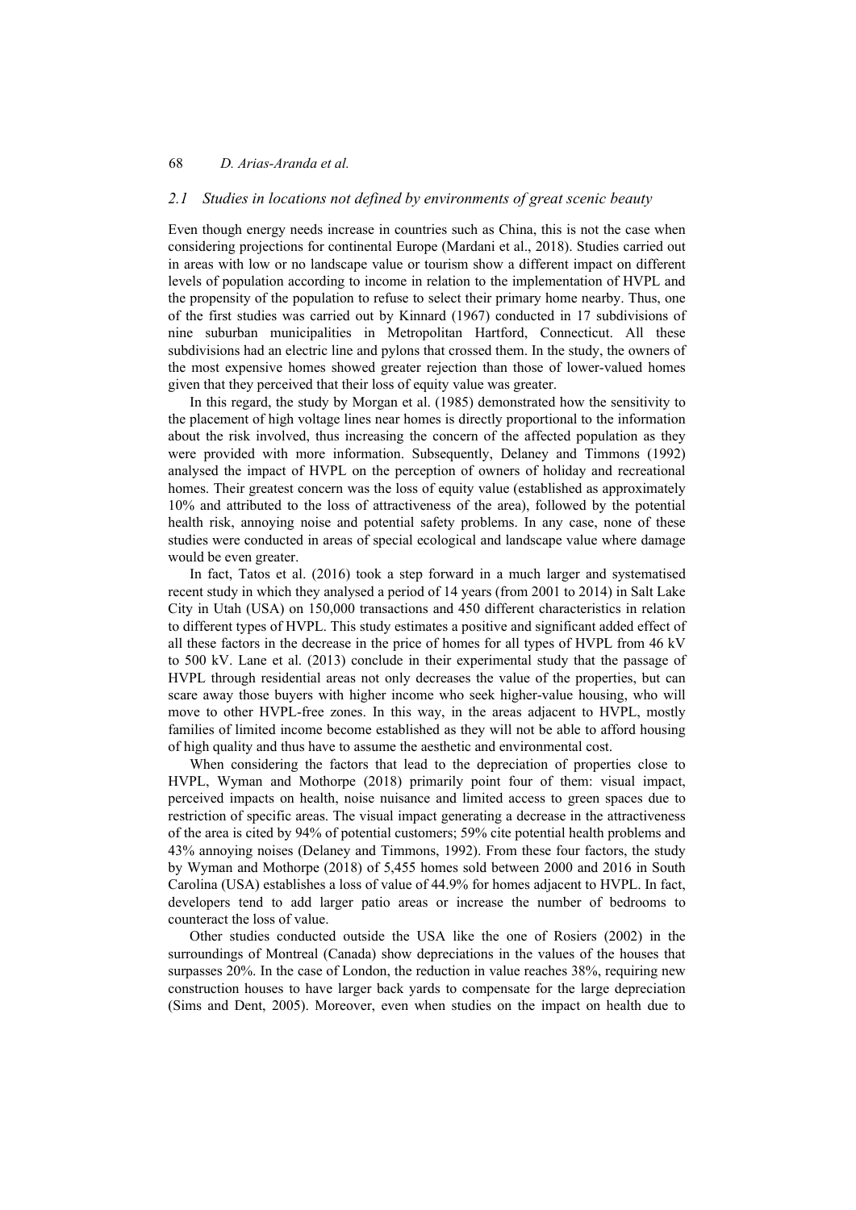### *2.1 Studies in locations not defined by environments of great scenic beauty*

Even though energy needs increase in countries such as China, this is not the case when considering projections for continental Europe (Mardani et al., 2018). Studies carried out in areas with low or no landscape value or tourism show a different impact on different levels of population according to income in relation to the implementation of HVPL and the propensity of the population to refuse to select their primary home nearby. Thus, one of the first studies was carried out by Kinnard (1967) conducted in 17 subdivisions of nine suburban municipalities in Metropolitan Hartford, Connecticut. All these subdivisions had an electric line and pylons that crossed them. In the study, the owners of the most expensive homes showed greater rejection than those of lower-valued homes given that they perceived that their loss of equity value was greater.

In this regard, the study by Morgan et al. (1985) demonstrated how the sensitivity to the placement of high voltage lines near homes is directly proportional to the information about the risk involved, thus increasing the concern of the affected population as they were provided with more information. Subsequently, Delaney and Timmons (1992) analysed the impact of HVPL on the perception of owners of holiday and recreational homes. Their greatest concern was the loss of equity value (established as approximately 10% and attributed to the loss of attractiveness of the area), followed by the potential health risk, annoying noise and potential safety problems. In any case, none of these studies were conducted in areas of special ecological and landscape value where damage would be even greater.

In fact, Tatos et al. (2016) took a step forward in a much larger and systematised recent study in which they analysed a period of 14 years (from 2001 to 2014) in Salt Lake City in Utah (USA) on 150,000 transactions and 450 different characteristics in relation to different types of HVPL. This study estimates a positive and significant added effect of all these factors in the decrease in the price of homes for all types of HVPL from 46 kV to 500 kV. Lane et al. (2013) conclude in their experimental study that the passage of HVPL through residential areas not only decreases the value of the properties, but can scare away those buyers with higher income who seek higher-value housing, who will move to other HVPL-free zones. In this way, in the areas adjacent to HVPL, mostly families of limited income become established as they will not be able to afford housing of high quality and thus have to assume the aesthetic and environmental cost.

When considering the factors that lead to the depreciation of properties close to HVPL, Wyman and Mothorpe (2018) primarily point four of them: visual impact, perceived impacts on health, noise nuisance and limited access to green spaces due to restriction of specific areas. The visual impact generating a decrease in the attractiveness of the area is cited by 94% of potential customers; 59% cite potential health problems and 43% annoying noises (Delaney and Timmons, 1992). From these four factors, the study by Wyman and Mothorpe (2018) of 5,455 homes sold between 2000 and 2016 in South Carolina (USA) establishes a loss of value of 44.9% for homes adjacent to HVPL. In fact, developers tend to add larger patio areas or increase the number of bedrooms to counteract the loss of value.

Other studies conducted outside the USA like the one of Rosiers (2002) in the surroundings of Montreal (Canada) show depreciations in the values of the houses that surpasses 20%. In the case of London, the reduction in value reaches 38%, requiring new construction houses to have larger back yards to compensate for the large depreciation (Sims and Dent, 2005). Moreover, even when studies on the impact on health due to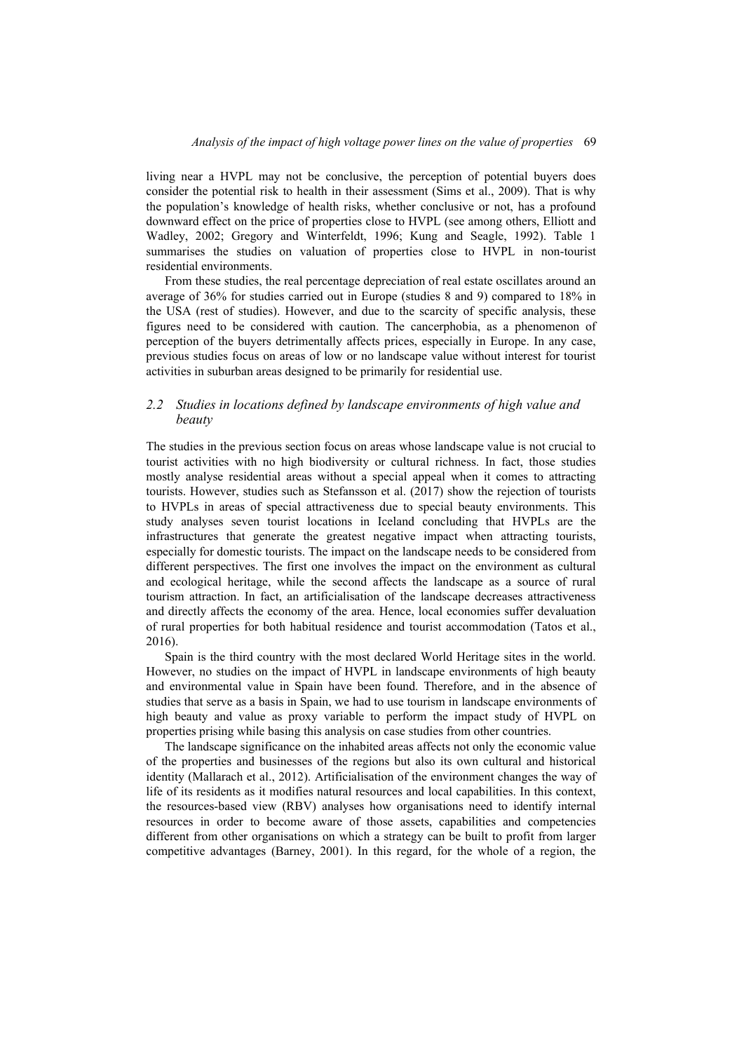living near a HVPL may not be conclusive, the perception of potential buyers does consider the potential risk to health in their assessment (Sims et al., 2009). That is why the population's knowledge of health risks, whether conclusive or not, has a profound downward effect on the price of properties close to HVPL (see among others, Elliott and Wadley, 2002; Gregory and Winterfeldt, 1996; Kung and Seagle, 1992). Table 1 summarises the studies on valuation of properties close to HVPL in non-tourist residential environments.

From these studies, the real percentage depreciation of real estate oscillates around an average of 36% for studies carried out in Europe (studies 8 and 9) compared to 18% in the USA (rest of studies). However, and due to the scarcity of specific analysis, these figures need to be considered with caution. The cancerphobia, as a phenomenon of perception of the buyers detrimentally affects prices, especially in Europe. In any case, previous studies focus on areas of low or no landscape value without interest for tourist activities in suburban areas designed to be primarily for residential use.

### *2.2 Studies in locations defined by landscape environments of high value and beauty*

The studies in the previous section focus on areas whose landscape value is not crucial to tourist activities with no high biodiversity or cultural richness. In fact, those studies mostly analyse residential areas without a special appeal when it comes to attracting tourists. However, studies such as Stefansson et al. (2017) show the rejection of tourists to HVPLs in areas of special attractiveness due to special beauty environments. This study analyses seven tourist locations in Iceland concluding that HVPLs are the infrastructures that generate the greatest negative impact when attracting tourists, especially for domestic tourists. The impact on the landscape needs to be considered from different perspectives. The first one involves the impact on the environment as cultural and ecological heritage, while the second affects the landscape as a source of rural tourism attraction. In fact, an artificialisation of the landscape decreases attractiveness and directly affects the economy of the area. Hence, local economies suffer devaluation of rural properties for both habitual residence and tourist accommodation (Tatos et al., 2016).

Spain is the third country with the most declared World Heritage sites in the world. However, no studies on the impact of HVPL in landscape environments of high beauty and environmental value in Spain have been found. Therefore, and in the absence of studies that serve as a basis in Spain, we had to use tourism in landscape environments of high beauty and value as proxy variable to perform the impact study of HVPL on properties prising while basing this analysis on case studies from other countries.

The landscape significance on the inhabited areas affects not only the economic value of the properties and businesses of the regions but also its own cultural and historical identity (Mallarach et al., 2012). Artificialisation of the environment changes the way of life of its residents as it modifies natural resources and local capabilities. In this context, the resources-based view (RBV) analyses how organisations need to identify internal resources in order to become aware of those assets, capabilities and competencies different from other organisations on which a strategy can be built to profit from larger competitive advantages (Barney, 2001). In this regard, for the whole of a region, the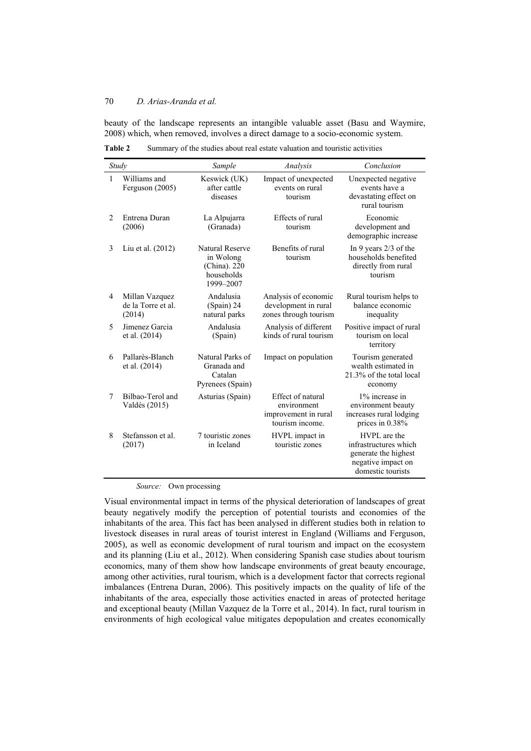beauty of the landscape represents an intangible valuable asset (Basu and Waymire, 2008) which, when removed, involves a direct damage to a socio-economic system.

**Table 2** Summary of the studies about real estate valuation and touristic activities

| *Study* | | *Sample* | *Analysis* | *Conclusion* |
|---|---|---|---|---|
| 1 | Williams and Ferguson (2005) | Keswick (UK) after cattle diseases | Impact of unexpected events on rural tourism | Unexpected negative events have a devastating effect on rural tourism |
| 2 | Entrena Duran (2006) | La Alpujarra (Granada) | Effects of rural tourism | Economic development and demographic increase |
| 3 | Liu et al. (2012) | Natural Reserve in Wolong (China). 220 households 1999–2007 | Benefits of rural tourism | In 9 years 2/3 of the households benefited directly from rural tourism |
| 4 | Millan Vazquez de la Torre et al. (2014) | Andalusia (Spain) 24 natural parks | Analysis of economic development in rural zones through tourism | Rural tourism helps to balance economic inequality |
| 5 | Jimenez Garcia et al. (2014) | Andalusia (Spain) | Analysis of different kinds of rural tourism | Positive impact of rural tourism on local territory |
| 6 | Pallarès-Blanch et al. (2014) | Natural Parks of Granada and Catalan Pyrenees (Spain) | Impact on population | Tourism generated wealth estimated in 21.3% of the total local economy |
| 7 | Bilbao-Terol and Valdés (2015) | Asturias (Spain) | Effect of natural environment improvement in rural tourism income. | 1% increase in environment beauty increases rural lodging prices in 0.38% |
| 8 | Stefansson et al. (2017) | 7 touristic zones in Iceland | HVPL impact in touristic zones | HVPL are the infrastructures which generate the highest negative impact on domestic tourists |

*Source:* Own processing

Visual environmental impact in terms of the physical deterioration of landscapes of great beauty negatively modify the perception of potential tourists and economies of the inhabitants of the area. This fact has been analysed in different studies both in relation to livestock diseases in rural areas of tourist interest in England (Williams and Ferguson, 2005), as well as economic development of rural tourism and impact on the ecosystem and its planning (Liu et al., 2012). When considering Spanish case studies about tourism economics, many of them show how landscape environments of great beauty encourage, among other activities, rural tourism, which is a development factor that corrects regional imbalances (Entrena Duran, 2006). This positively impacts on the quality of life of the inhabitants of the area, especially those activities enacted in areas of protected heritage and exceptional beauty (Millan Vazquez de la Torre et al., 2014). In fact, rural tourism in environments of high ecological value mitigates depopulation and creates economically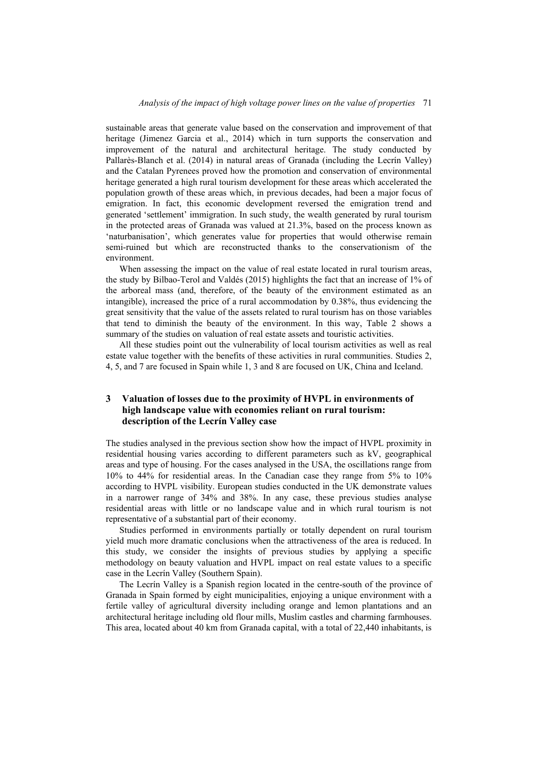sustainable areas that generate value based on the conservation and improvement of that heritage (Jimenez Garcia et al., 2014) which in turn supports the conservation and improvement of the natural and architectural heritage. The study conducted by Pallarès-Blanch et al. (2014) in natural areas of Granada (including the Lecrín Valley) and the Catalan Pyrenees proved how the promotion and conservation of environmental heritage generated a high rural tourism development for these areas which accelerated the population growth of these areas which, in previous decades, had been a major focus of emigration. In fact, this economic development reversed the emigration trend and generated 'settlement' immigration. In such study, the wealth generated by rural tourism in the protected areas of Granada was valued at 21.3%, based on the process known as 'naturbanisation', which generates value for properties that would otherwise remain semi-ruined but which are reconstructed thanks to the conservationism of the environment.

When assessing the impact on the value of real estate located in rural tourism areas, the study by Bilbao-Terol and Valdés (2015) highlights the fact that an increase of 1% of the arboreal mass (and, therefore, of the beauty of the environment estimated as an intangible), increased the price of a rural accommodation by 0.38%, thus evidencing the great sensitivity that the value of the assets related to rural tourism has on those variables that tend to diminish the beauty of the environment. In this way, Table 2 shows a summary of the studies on valuation of real estate assets and touristic activities.

All these studies point out the vulnerability of local tourism activities as well as real estate value together with the benefits of these activities in rural communities. Studies 2, 4, 5, and 7 are focused in Spain while 1, 3 and 8 are focused on UK, China and Iceland.

## 3 Valuation of losses due to the proximity of HVPL in environments of high landscape value with economies reliant on rural tourism: description of the Lecrín Valley case

The studies analysed in the previous section show how the impact of HVPL proximity in residential housing varies according to different parameters such as kV, geographical areas and type of housing. For the cases analysed in the USA, the oscillations range from 10% to 44% for residential areas. In the Canadian case they range from 5% to 10% according to HVPL visibility. European studies conducted in the UK demonstrate values in a narrower range of 34% and 38%. In any case, these previous studies analyse residential areas with little or no landscape value and in which rural tourism is not representative of a substantial part of their economy.

Studies performed in environments partially or totally dependent on rural tourism yield much more dramatic conclusions when the attractiveness of the area is reduced. In this study, we consider the insights of previous studies by applying a specific methodology on beauty valuation and HVPL impact on real estate values to a specific case in the Lecrín Valley (Southern Spain).

The Lecrín Valley is a Spanish region located in the centre-south of the province of Granada in Spain formed by eight municipalities, enjoying a unique environment with a fertile valley of agricultural diversity including orange and lemon plantations and an architectural heritage including old flour mills, Muslim castles and charming farmhouses. This area, located about 40 km from Granada capital, with a total of 22,440 inhabitants, is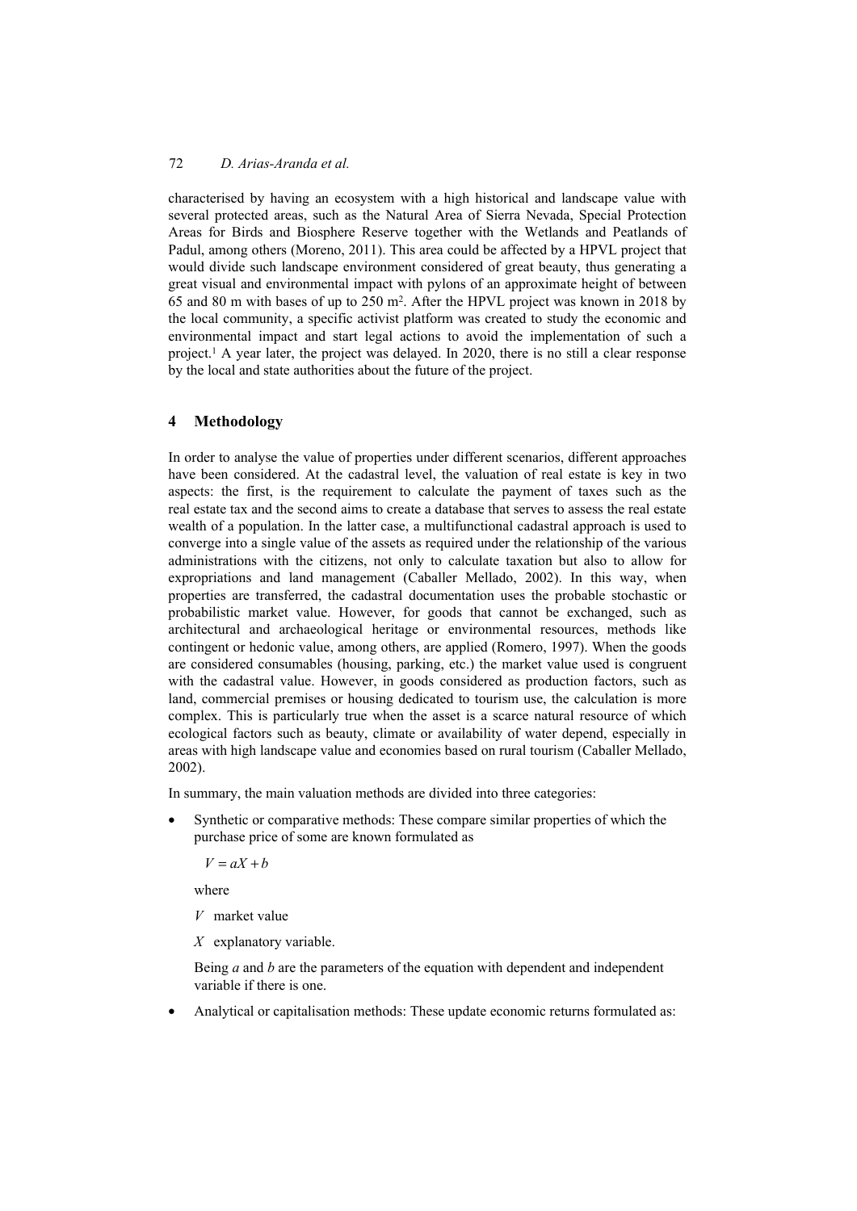characterised by having an ecosystem with a high historical and landscape value with several protected areas, such as the Natural Area of Sierra Nevada, Special Protection Areas for Birds and Biosphere Reserve together with the Wetlands and Peatlands of Padul, among others (Moreno, 2011). This area could be affected by a HPVL project that would divide such landscape environment considered of great beauty, thus generating a great visual and environmental impact with pylons of an approximate height of between 65 and 80 m with bases of up to 250 $m^2$. After the HPVL project was known in 2018 by the local community, a specific activist platform was created to study the economic and environmental impact and start legal actions to avoid the implementation of such a project.[1] A year later, the project was delayed. In 2020, there is no still a clear response by the local and state authorities about the future of the project.

## 4 Methodology

In order to analyse the value of properties under different scenarios, different approaches have been considered. At the cadastral level, the valuation of real estate is key in two aspects: the first, is the requirement to calculate the payment of taxes such as the real estate tax and the second aims to create a database that serves to assess the real estate wealth of a population. In the latter case, a multifunctional cadastral approach is used to converge into a single value of the assets as required under the relationship of the various administrations with the citizens, not only to calculate taxation but also to allow for expropriations and land management (Caballer Mellado, 2002). In this way, when properties are transferred, the cadastral documentation uses the probable stochastic or probabilistic market value. However, for goods that cannot be exchanged, such as architectural and archaeological heritage or environmental resources, methods like contingent or hedonic value, among others, are applied (Romero, 1997). When the goods are considered consumables (housing, parking, etc.) the market value used is congruent with the cadastral value. However, in goods considered as production factors, such as land, commercial premises or housing dedicated to tourism use, the calculation is more complex. This is particularly true when the asset is a scarce natural resource of which ecological factors such as beauty, climate or availability of water depend, especially in areas with high landscape value and economies based on rural tourism (Caballer Mellado, 2002).

In summary, the main valuation methods are divided into three categories:

- Synthetic or comparative methods: These compare similar properties of which the purchase price of some are known formulated as

  $$V = aX + b$$

  where

  $V$ market value

  $X$ explanatory variable.

  Being $a$ and $b$ are the parameters of the equation with dependent and independent variable if there is one.

- Analytical or capitalisation methods: These update economic returns formulated as: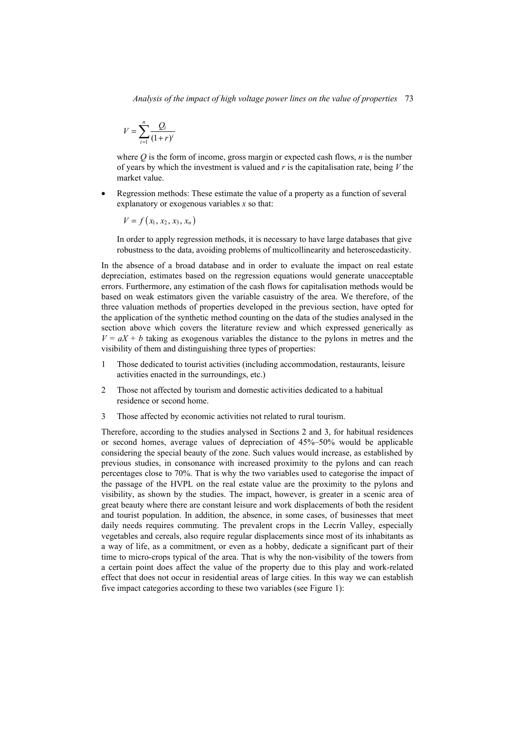$$V = \sum_{i=1}^{n} \frac{Q_i}{(1+r)^i}$$

where $Q$ is the form of income, gross margin or expected cash flows, $n$ is the number of years by which the investment is valued and $r$ is the capitalisation rate, being $V$ the market value.

- Regression methods: These estimate the value of a property as a function of several explanatory or exogenous variables $x$ so that:

  $$V = f\left(x_1, x_2, x_3, x_n\right)$$

  In order to apply regression methods, it is necessary to have large databases that give robustness to the data, avoiding problems of multicollinearity and heteroscedasticity.

In the absence of a broad database and in order to evaluate the impact on real estate depreciation, estimates based on the regression equations would generate unacceptable errors. Furthermore, any estimation of the cash flows for capitalisation methods would be based on weak estimators given the variable casuistry of the area. We therefore, of the three valuation methods of properties developed in the previous section, have opted for the application of the synthetic method counting on the data of the studies analysed in the section above which covers the literature review and which expressed generically as $V = aX + b$ taking as exogenous variables the distance to the pylons in metres and the visibility of them and distinguishing three types of properties:

1. Those dedicated to tourist activities (including accommodation, restaurants, leisure activities enacted in the surroundings, etc.)
2. Those not affected by tourism and domestic activities dedicated to a habitual residence or second home.
3. Those affected by economic activities not related to rural tourism.

Therefore, according to the studies analysed in Sections 2 and 3, for habitual residences or second homes, average values of depreciation of 45%–50% would be applicable considering the special beauty of the zone. Such values would increase, as established by previous studies, in consonance with increased proximity to the pylons and can reach percentages close to 70%. That is why the two variables used to categorise the impact of the passage of the HVPL on the real estate value are the proximity to the pylons and visibility, as shown by the studies. The impact, however, is greater in a scenic area of great beauty where there are constant leisure and work displacements of both the resident and tourist population. In addition, the absence, in some cases, of businesses that meet daily needs requires commuting. The prevalent crops in the Lecrín Valley, especially vegetables and cereals, also require regular displacements since most of its inhabitants as a way of life, as a commitment, or even as a hobby, dedicate a significant part of their time to micro-crops typical of the area. That is why the non-visibility of the towers from a certain point does affect the value of the property due to this play and work-related effect that does not occur in residential areas of large cities. In this way we can establish five impact categories according to these two variables (see Figure 1):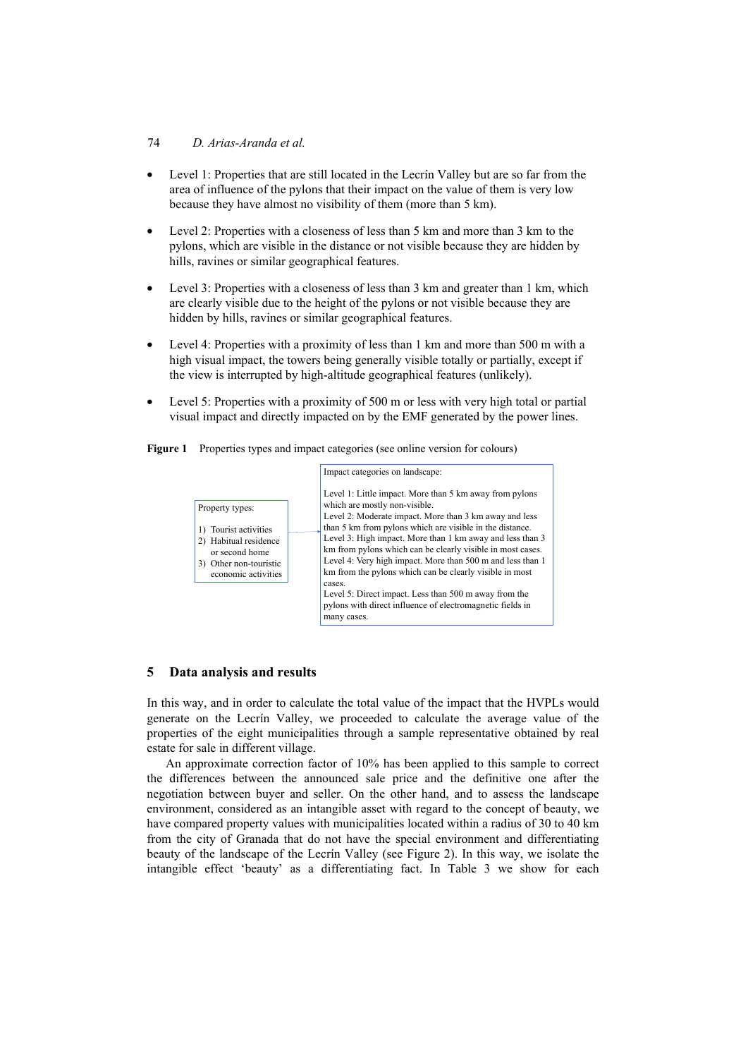- Level 1: Properties that are still located in the Lecrín Valley but are so far from the area of influence of the pylons that their impact on the value of them is very low because they have almost no visibility of them (more than 5 km).
- Level 2: Properties with a closeness of less than 5 km and more than 3 km to the pylons, which are visible in the distance or not visible because they are hidden by hills, ravines or similar geographical features.
- Level 3: Properties with a closeness of less than 3 km and greater than 1 km, which are clearly visible due to the height of the pylons or not visible because they are hidden by hills, ravines or similar geographical features.
- Level 4: Properties with a proximity of less than 1 km and more than 500 m with a high visual impact, the towers being generally visible totally or partially, except if the view is interrupted by high-altitude geographical features (unlikely).
- Level 5: Properties with a proximity of 500 m or less with very high total or partial visual impact and directly impacted on by the EMF generated by the power lines.

**Figure 1** Properties types and impact categories (see online version for colours)

Property types:

1) Tourist activities
2) Habitual residence or second home
3) Other non-touristic economic activities

Impact categories on landscape:

Level 1: Little impact. More than 5 km away from pylons which are mostly non-visible.
Level 2: Moderate impact. More than 3 km away and less than 5 km from pylons which are visible in the distance.
Level 3: High impact. More than 1 km away and less than 3 km from pylons which can be clearly visible in most cases.
Level 4: Very high impact. More than 500 m and less than 1 km from the pylons which can be clearly visible in most cases.
Level 5: Direct impact. Less than 500 m away from the pylons with direct influence of electromagnetic fields in many cases.

## 5 Data analysis and results

In this way, and in order to calculate the total value of the impact that the HVPLs would generate on the Lecrín Valley, we proceeded to calculate the average value of the properties of the eight municipalities through a sample representative obtained by real estate for sale in different village.

An approximate correction factor of 10% has been applied to this sample to correct the differences between the announced sale price and the definitive one after the negotiation between buyer and seller. On the other hand, and to assess the landscape environment, considered as an intangible asset with regard to the concept of beauty, we have compared property values with municipalities located within a radius of 30 to 40 km from the city of Granada that do not have the special environment and differentiating beauty of the landscape of the Lecrín Valley (see Figure 2). In this way, we isolate the intangible effect 'beauty' as a differentiating fact. In Table 3 we show for each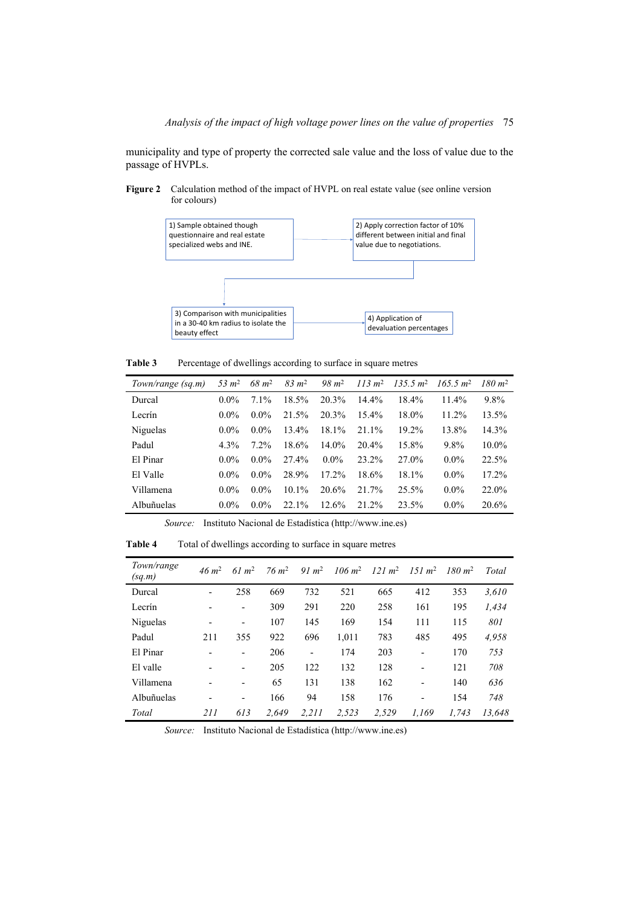municipality and type of property the corrected sale value and the loss of value due to the passage of HVPLs.

**Figure 2** Calculation method of the impact of HVPL on real estate value (see online version for colours)

1) Sample obtained though questionnaire and real estate specialized webs and INE.

2) Apply correction factor of 10% different between initial and final value due to negotiations.

3) Comparison with municipalities in a 30-40 km radius to isolate the beauty effect

4) Application of devaluation percentages

**Table 3** Percentage of dwellings according to surface in square metres

| *Town/range (sq.m)* | *53 m²* | *68 m²* | *83 m²* | *98 m²* | *113 m²* | *135.5 m²* | *165.5 m²* | *180 m²* |
|---|---|---|---|---|---|---|---|---|
| Durcal | 0.0% | 7.1% | 18.5% | 20.3% | 14.4% | 18.4% | 11.4% | 9.8% |
| Lecrín | 0.0% | 0.0% | 21.5% | 20.3% | 15.4% | 18.0% | 11.2% | 13.5% |
| Niguelas | 0.0% | 0.0% | 13.4% | 18.1% | 21.1% | 19.2% | 13.8% | 14.3% |
| Padul | 4.3% | 7.2% | 18.6% | 14.0% | 20.4% | 15.8% | 9.8% | 10.0% |
| El Pinar | 0.0% | 0.0% | 27.4% | 0.0% | 23.2% | 27.0% | 0.0% | 22.5% |
| El Valle | 0.0% | 0.0% | 28.9% | 17.2% | 18.6% | 18.1% | 0.0% | 17.2% |
| Villamena | 0.0% | 0.0% | 10.1% | 20.6% | 21.7% | 25.5% | 0.0% | 22.0% |
| Albuñuelas | 0.0% | 0.0% | 22.1% | 12.6% | 21.2% | 23.5% | 0.0% | 20.6% |

*Source:* Instituto Nacional de Estadística (http://www.ine.es)

**Table 4** Total of dwellings according to surface in square metres

| *Town/range (sq.m)* | *46 m²* | *61 m²* | *76 m²* | *91 m²* | *106 m²* | *121 m²* | *151 m²* | *180 m²* | *Total* |
|---|---|---|---|---|---|---|---|---|---|
| Durcal | - | 258 | 669 | 732 | 521 | 665 | 412 | 353 | *3,610* |
| Lecrín | - | - | 309 | 291 | 220 | 258 | 161 | 195 | *1,434* |
| Niguelas | - | - | 107 | 145 | 169 | 154 | 111 | 115 | *801* |
| Padul | 211 | 355 | 922 | 696 | 1,011 | 783 | 485 | 495 | *4,958* |
| El Pinar | - | - | 206 | - | 174 | 203 | - | 170 | *753* |
| El valle | - | - | 205 | 122 | 132 | 128 | - | 121 | *708* |
| Villamena | - | - | 65 | 131 | 138 | 162 | - | 140 | *636* |
| Albuñuelas | - | - | 166 | 94 | 158 | 176 | - | 154 | *748* |
| *Total* | *211* | *613* | *2,649* | *2,211* | *2,523* | *2,529* | *1,169* | *1,743* | *13,648* |

*Source:* Instituto Nacional de Estadística (http://www.ine.es)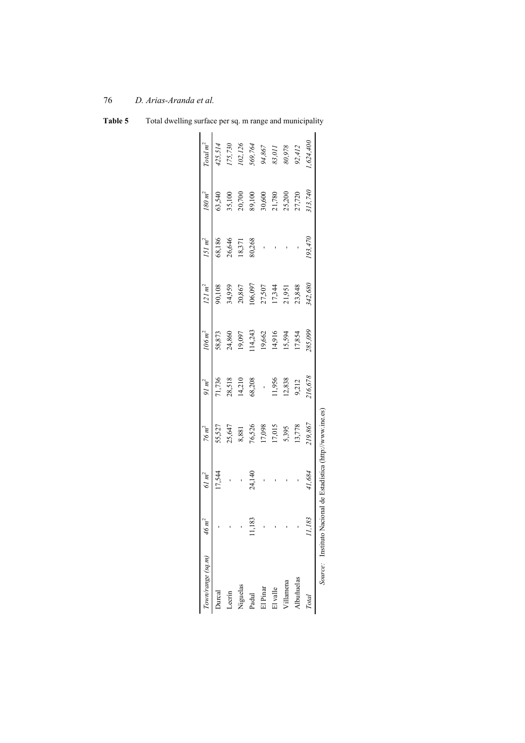**Table 5** Total dwelling surface per sq. m range and municipality

| *Town/range (sq.m)* | *46 m²* | *61 m²* | *76 m²* | *91 m²* | *106 m²* | *121 m²* | *151 m²* | *180 m²* | *Total m²* |
|---|---|---|---|---|---|---|---|---|---|
| Durcal | - | 17,544 | 55,527 | 71,736 | 58,873 | 90,108 | 68,186 | 63,540 | *425,514* |
| Lecrín | - | - | 25,647 | 28,518 | 24,860 | 34,959 | 26,646 | 35,100 | *175,730* |
| Niguelas | - | - | 8,881 | 14,210 | 19,097 | 20,867 | 18,371 | 20,700 | *102,126* |
| Padul | 11,183 | 24,140 | 76,526 | 68,208 | 114,243 | 106,097 | 80,268 | 89,100 | *569,764* |
| El Pinar | - | - | 17,098 | - | 19,662 | 27,507 | - | 30,600 | *94,867* |
| El valle | - | - | 17,015 | 11,956 | 14,916 | 17,344 | - | 21,780 | *83,011* |
| Villamena | - | - | 5,395 | 12,838 | 15,594 | 21,951 | - | 25,200 | *80,978* |
| Albuñuelas | - | - | 13,778 | 9,212 | 17,854 | 23,848 | - | 27,720 | *92,412* |
| *Total* | *11,183* | *41,684* | *219,867* | *216,678* | *285,099* | *342,680* | *193,470* | *313,740* | *1,624,400* |

*Source:* Instituto Nacional de Estadística (http://www.ine.es)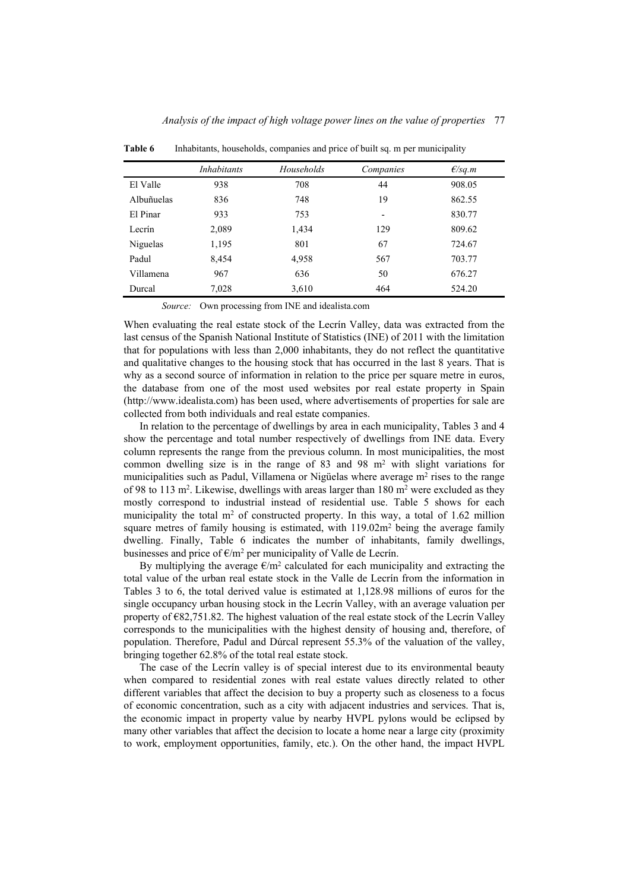**Table 6** Inhabitants, households, companies and price of built sq. m per municipality

| | *Inhabitants* | *Households* | *Companies* | *€/sq.m* |
|---|---|---|---|---|
| El Valle | 938 | 708 | 44 | 908.05 |
| Albuñuelas | 836 | 748 | 19 | 862.55 |
| El Pinar | 933 | 753 | - | 830.77 |
| Lecrín | 2,089 | 1,434 | 129 | 809.62 |
| Niguelas | 1,195 | 801 | 67 | 724.67 |
| Padul | 8,454 | 4,958 | 567 | 703.77 |
| Villamena | 967 | 636 | 50 | 676.27 |
| Durcal | 7,028 | 3,610 | 464 | 524.20 |

*Source:* Own processing from INE and idealista.com

When evaluating the real estate stock of the Lecrín Valley, data was extracted from the last census of the Spanish National Institute of Statistics (INE) of 2011 with the limitation that for populations with less than 2,000 inhabitants, they do not reflect the quantitative and qualitative changes to the housing stock that has occurred in the last 8 years. That is why as a second source of information in relation to the price per square metre in euros, the database from one of the most used websites por real estate property in Spain (http://www.idealista.com) has been used, where advertisements of properties for sale are collected from both individuals and real estate companies.

In relation to the percentage of dwellings by area in each municipality, Tables 3 and 4 show the percentage and total number respectively of dwellings from INE data. Every column represents the range from the previous column. In most municipalities, the most common dwelling size is in the range of 83 and 98 $m^2$ with slight variations for municipalities such as Padul, Villamena or Nigüelas where average $m^2$ rises to the range of 98 to 113 $m^2$. Likewise, dwellings with areas larger than 180 $m^2$ were excluded as they mostly correspond to industrial instead of residential use. Table 5 shows for each municipality the total $m^2$ of constructed property. In this way, a total of 1.62 million square metres of family housing is estimated, with 119.02$m^2$ being the average family dwelling. Finally, Table 6 indicates the number of inhabitants, family dwellings, businesses and price of €/$m^2$ per municipality of Valle de Lecrín.

By multiplying the average €/$m^2$ calculated for each municipality and extracting the total value of the urban real estate stock in the Valle de Lecrín from the information in Tables 3 to 6, the total derived value is estimated at 1,128.98 millions of euros for the single occupancy urban housing stock in the Lecrín Valley, with an average valuation per property of €82,751.82. The highest valuation of the real estate stock of the Lecrín Valley corresponds to the municipalities with the highest density of housing and, therefore, of population. Therefore, Padul and Dúrcal represent 55.3% of the valuation of the valley, bringing together 62.8% of the total real estate stock.

The case of the Lecrín valley is of special interest due to its environmental beauty when compared to residential zones with real estate values directly related to other different variables that affect the decision to buy a property such as closeness to a focus of economic concentration, such as a city with adjacent industries and services. That is, the economic impact in property value by nearby HVPL pylons would be eclipsed by many other variables that affect the decision to locate a home near a large city (proximity to work, employment opportunities, family, etc.). On the other hand, the impact HVPL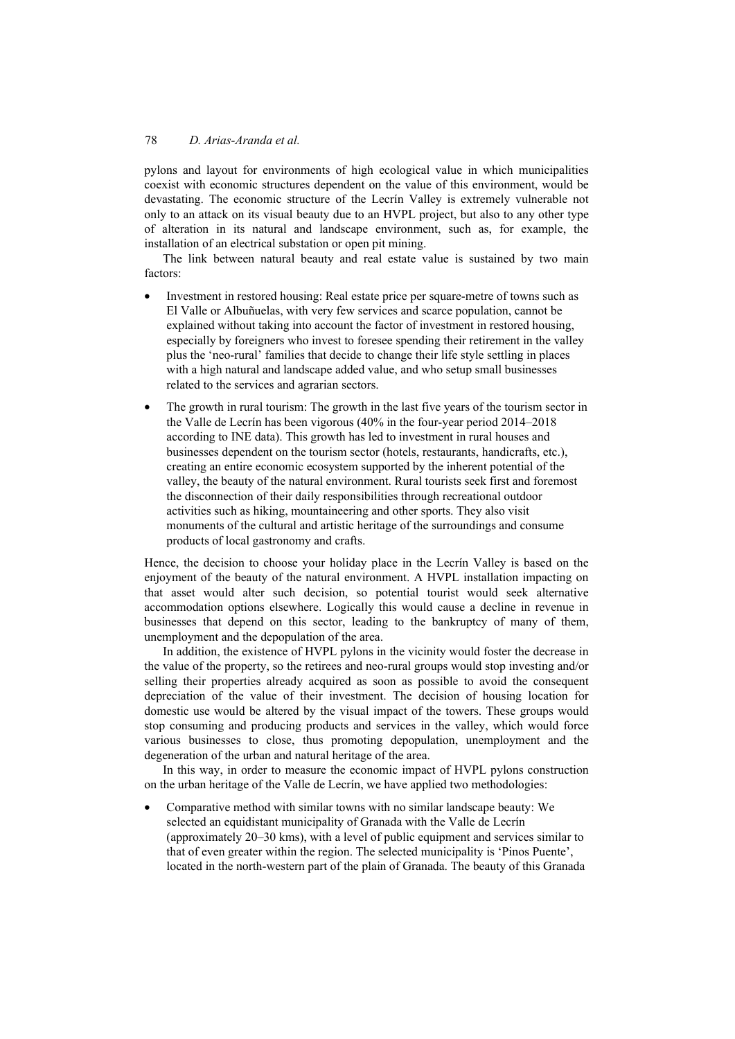pylons and layout for environments of high ecological value in which municipalities coexist with economic structures dependent on the value of this environment, would be devastating. The economic structure of the Lecrín Valley is extremely vulnerable not only to an attack on its visual beauty due to an HVPL project, but also to any other type of alteration in its natural and landscape environment, such as, for example, the installation of an electrical substation or open pit mining.

The link between natural beauty and real estate value is sustained by two main factors:

- Investment in restored housing: Real estate price per square-metre of towns such as El Valle or Albuñuelas, with very few services and scarce population, cannot be explained without taking into account the factor of investment in restored housing, especially by foreigners who invest to foresee spending their retirement in the valley plus the 'neo-rural' families that decide to change their life style settling in places with a high natural and landscape added value, and who setup small businesses related to the services and agrarian sectors.
- The growth in rural tourism: The growth in the last five years of the tourism sector in the Valle de Lecrín has been vigorous (40% in the four-year period 2014–2018 according to INE data). This growth has led to investment in rural houses and businesses dependent on the tourism sector (hotels, restaurants, handicrafts, etc.), creating an entire economic ecosystem supported by the inherent potential of the valley, the beauty of the natural environment. Rural tourists seek first and foremost the disconnection of their daily responsibilities through recreational outdoor activities such as hiking, mountaineering and other sports. They also visit monuments of the cultural and artistic heritage of the surroundings and consume products of local gastronomy and crafts.

Hence, the decision to choose your holiday place in the Lecrín Valley is based on the enjoyment of the beauty of the natural environment. A HVPL installation impacting on that asset would alter such decision, so potential tourist would seek alternative accommodation options elsewhere. Logically this would cause a decline in revenue in businesses that depend on this sector, leading to the bankruptcy of many of them, unemployment and the depopulation of the area.

In addition, the existence of HVPL pylons in the vicinity would foster the decrease in the value of the property, so the retirees and neo-rural groups would stop investing and/or selling their properties already acquired as soon as possible to avoid the consequent depreciation of the value of their investment. The decision of housing location for domestic use would be altered by the visual impact of the towers. These groups would stop consuming and producing products and services in the valley, which would force various businesses to close, thus promoting depopulation, unemployment and the degeneration of the urban and natural heritage of the area.

In this way, in order to measure the economic impact of HVPL pylons construction on the urban heritage of the Valle de Lecrín, we have applied two methodologies:

- Comparative method with similar towns with no similar landscape beauty: We selected an equidistant municipality of Granada with the Valle de Lecrín (approximately 20–30 kms), with a level of public equipment and services similar to that of even greater within the region. The selected municipality is 'Pinos Puente', located in the north-western part of the plain of Granada. The beauty of this Granada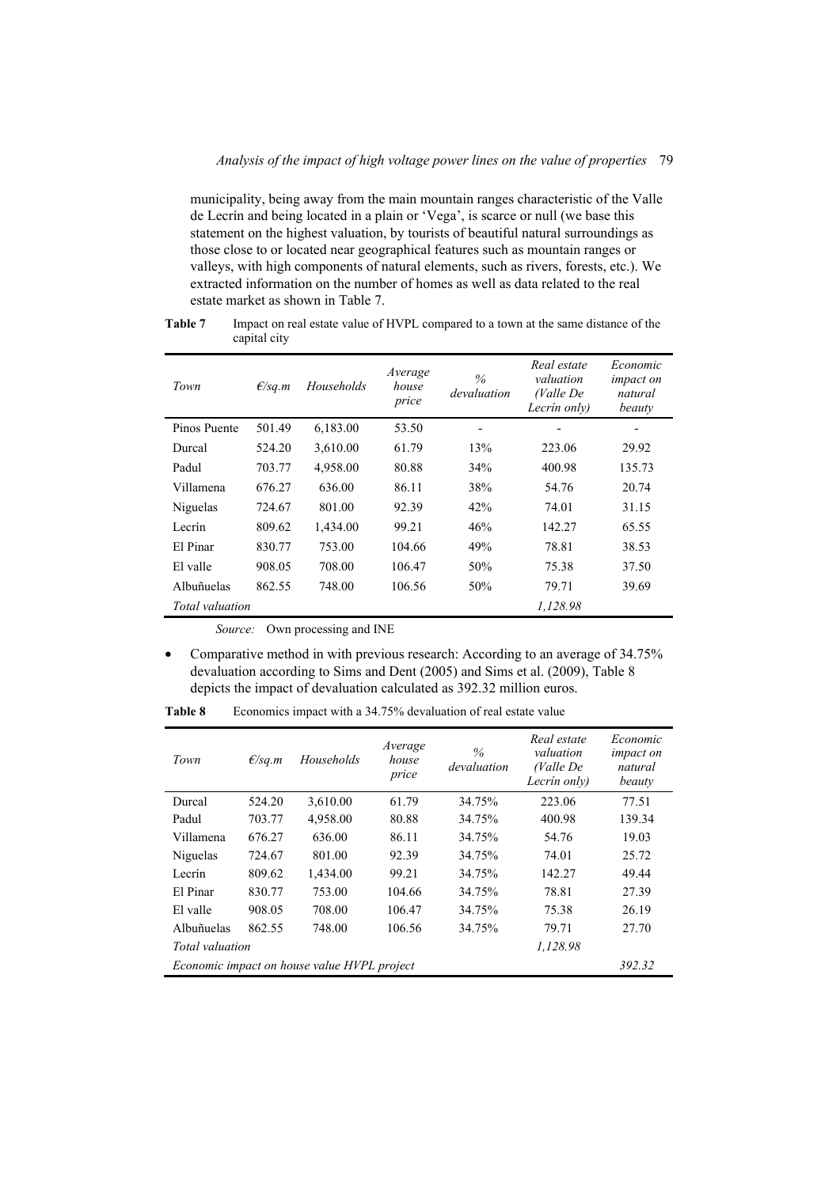municipality, being away from the main mountain ranges characteristic of the Valle de Lecrín and being located in a plain or 'Vega', is scarce or null (we base this statement on the highest valuation, by tourists of beautiful natural surroundings as those close to or located near geographical features such as mountain ranges or valleys, with high components of natural elements, such as rivers, forests, etc.). We extracted information on the number of homes as well as data related to the real estate market as shown in Table 7.

**Table 7** Impact on real estate value of HVPL compared to a town at the same distance of the capital city

| *Town* | *€/sq.m* | *Households* | *Average house price* | *% devaluation* | *Real estate valuation (Valle De Lecrín only)* | *Economic impact on natural beauty* |
|---|---|---|---|---|---|---|
| Pinos Puente | 501.49 | 6,183.00 | 53.50 | - | - | - |
| Durcal | 524.20 | 3,610.00 | 61.79 | 13% | 223.06 | 29.92 |
| Padul | 703.77 | 4,958.00 | 80.88 | 34% | 400.98 | 135.73 |
| Villamena | 676.27 | 636.00 | 86.11 | 38% | 54.76 | 20.74 |
| Niguelas | 724.67 | 801.00 | 92.39 | 42% | 74.01 | 31.15 |
| Lecrín | 809.62 | 1,434.00 | 99.21 | 46% | 142.27 | 65.55 |
| El Pinar | 830.77 | 753.00 | 104.66 | 49% | 78.81 | 38.53 |
| El valle | 908.05 | 708.00 | 106.47 | 50% | 75.38 | 37.50 |
| Albuñuelas | 862.55 | 748.00 | 106.56 | 50% | 79.71 | 39.69 |
| *Total valuation* | | | | | *1,128.98* | |

*Source:* Own processing and INE

- Comparative method in with previous research: According to an average of 34.75% devaluation according to Sims and Dent (2005) and Sims et al. (2009), Table 8 depicts the impact of devaluation calculated as 392.32 million euros.

**Table 8** Economics impact with a 34.75% devaluation of real estate value

| *Town* | *€/sq.m* | *Households* | *Average house price* | *% devaluation* | *Real estate valuation (Valle De Lecrín only)* | *Economic impact on natural beauty* |
|---|---|---|---|---|---|---|
| Durcal | 524.20 | 3,610.00 | 61.79 | 34.75% | 223.06 | 77.51 |
| Padul | 703.77 | 4,958.00 | 80.88 | 34.75% | 400.98 | 139.34 |
| Villamena | 676.27 | 636.00 | 86.11 | 34.75% | 54.76 | 19.03 |
| Niguelas | 724.67 | 801.00 | 92.39 | 34.75% | 74.01 | 25.72 |
| Lecrín | 809.62 | 1,434.00 | 99.21 | 34.75% | 142.27 | 49.44 |
| El Pinar | 830.77 | 753.00 | 104.66 | 34.75% | 78.81 | 27.39 |
| El valle | 908.05 | 708.00 | 106.47 | 34.75% | 75.38 | 26.19 |
| Albuñuelas | 862.55 | 748.00 | 106.56 | 34.75% | 79.71 | 27.70 |
| *Total valuation* | | | | | *1,128.98* | |
| *Economic impact on house value HVPL project* | | | | | | *392.32* |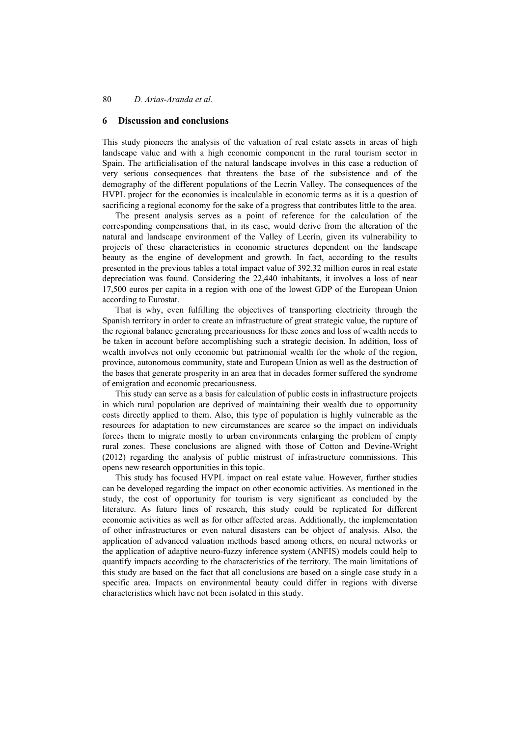## 6 Discussion and conclusions

This study pioneers the analysis of the valuation of real estate assets in areas of high landscape value and with a high economic component in the rural tourism sector in Spain. The artificialisation of the natural landscape involves in this case a reduction of very serious consequences that threatens the base of the subsistence and of the demography of the different populations of the Lecrín Valley. The consequences of the HVPL project for the economies is incalculable in economic terms as it is a question of sacrificing a regional economy for the sake of a progress that contributes little to the area.

The present analysis serves as a point of reference for the calculation of the corresponding compensations that, in its case, would derive from the alteration of the natural and landscape environment of the Valley of Lecrín, given its vulnerability to projects of these characteristics in economic structures dependent on the landscape beauty as the engine of development and growth. In fact, according to the results presented in the previous tables a total impact value of 392.32 million euros in real estate depreciation was found. Considering the 22,440 inhabitants, it involves a loss of near 17,500 euros per capita in a region with one of the lowest GDP of the European Union according to Eurostat.

That is why, even fulfilling the objectives of transporting electricity through the Spanish territory in order to create an infrastructure of great strategic value, the rupture of the regional balance generating precariousness for these zones and loss of wealth needs to be taken in account before accomplishing such a strategic decision. In addition, loss of wealth involves not only economic but patrimonial wealth for the whole of the region, province, autonomous community, state and European Union as well as the destruction of the bases that generate prosperity in an area that in decades former suffered the syndrome of emigration and economic precariousness.

This study can serve as a basis for calculation of public costs in infrastructure projects in which rural population are deprived of maintaining their wealth due to opportunity costs directly applied to them. Also, this type of population is highly vulnerable as the resources for adaptation to new circumstances are scarce so the impact on individuals forces them to migrate mostly to urban environments enlarging the problem of empty rural zones. These conclusions are aligned with those of Cotton and Devine-Wright (2012) regarding the analysis of public mistrust of infrastructure commissions. This opens new research opportunities in this topic.

This study has focused HVPL impact on real estate value. However, further studies can be developed regarding the impact on other economic activities. As mentioned in the study, the cost of opportunity for tourism is very significant as concluded by the literature. As future lines of research, this study could be replicated for different economic activities as well as for other affected areas. Additionally, the implementation of other infrastructures or even natural disasters can be object of analysis. Also, the application of advanced valuation methods based among others, on neural networks or the application of adaptive neuro-fuzzy inference system (ANFIS) models could help to quantify impacts according to the characteristics of the territory. The main limitations of this study are based on the fact that all conclusions are based on a single case study in a specific area. Impacts on environmental beauty could differ in regions with diverse characteristics which have not been isolated in this study.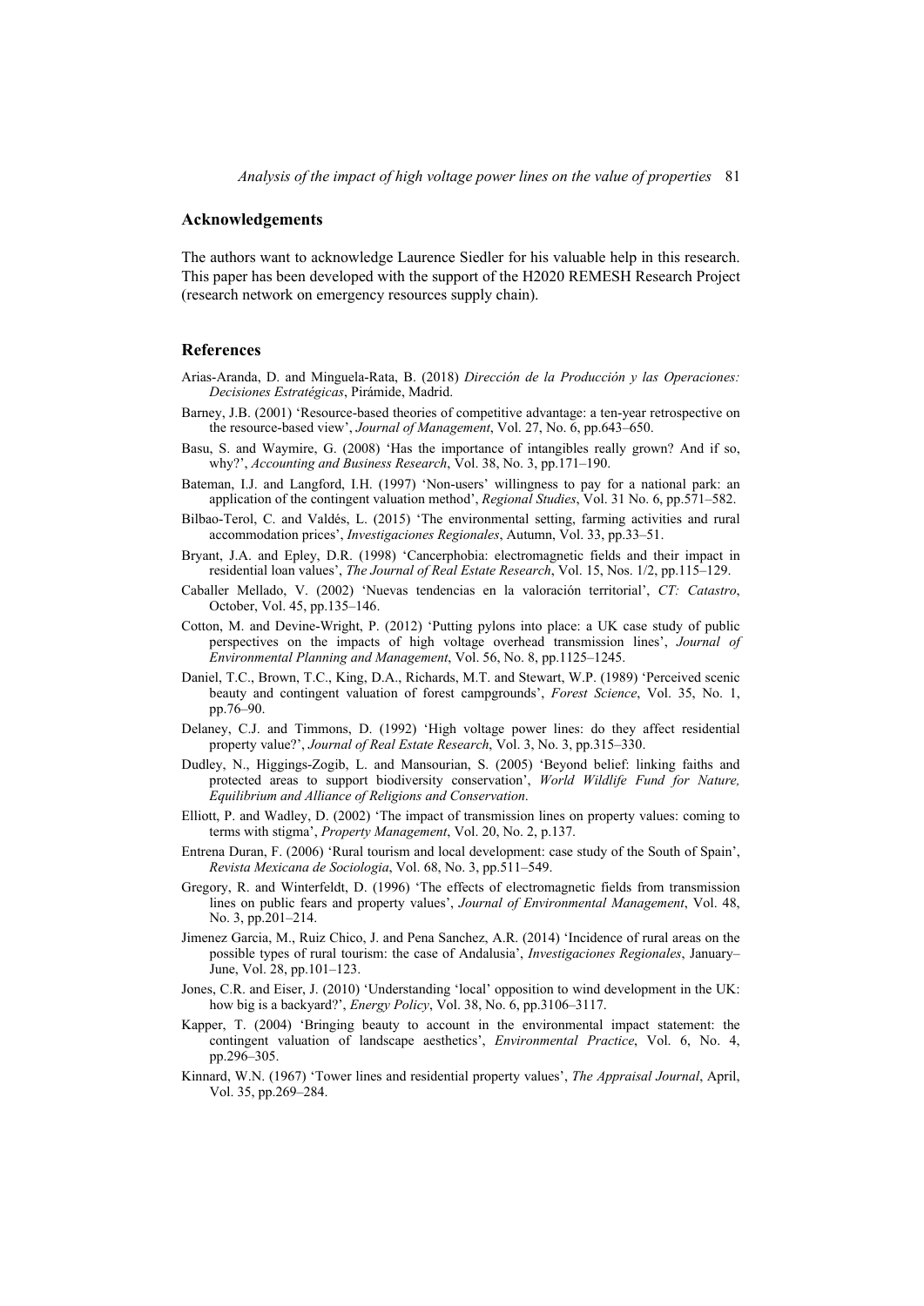## Acknowledgements

The authors want to acknowledge Laurence Siedler for his valuable help in this research. This paper has been developed with the support of the H2020 REMESH Research Project (research network on emergency resources supply chain).

## References

Arias-Aranda, D. and Minguela-Rata, B. (2018) *Dirección de la Producción y las Operaciones: Decisiones Estratégicas*, Pirámide, Madrid.

Barney, J.B. (2001) 'Resource-based theories of competitive advantage: a ten-year retrospective on the resource-based view', *Journal of Management*, Vol. 27, No. 6, pp.643–650.

Basu, S. and Waymire, G. (2008) 'Has the importance of intangibles really grown? And if so, why?', *Accounting and Business Research*, Vol. 38, No. 3, pp.171–190.

Bateman, I.J. and Langford, I.H. (1997) 'Non-users' willingness to pay for a national park: an application of the contingent valuation method', *Regional Studies*, Vol. 31 No. 6, pp.571–582.

Bilbao-Terol, C. and Valdés, L. (2015) 'The environmental setting, farming activities and rural accommodation prices', *Investigaciones Regionales*, Autumn, Vol. 33, pp.33–51.

Bryant, J.A. and Epley, D.R. (1998) 'Cancerphobia: electromagnetic fields and their impact in residential loan values', *The Journal of Real Estate Research*, Vol. 15, Nos. 1/2, pp.115–129.

Caballer Mellado, V. (2002) 'Nuevas tendencias en la valoración territorial', *CT: Catastro*, October, Vol. 45, pp.135–146.

Cotton, M. and Devine-Wright, P. (2012) 'Putting pylons into place: a UK case study of public perspectives on the impacts of high voltage overhead transmission lines', *Journal of Environmental Planning and Management*, Vol. 56, No. 8, pp.1125–1245.

Daniel, T.C., Brown, T.C., King, D.A., Richards, M.T. and Stewart, W.P. (1989) 'Perceived scenic beauty and contingent valuation of forest campgrounds', *Forest Science*, Vol. 35, No. 1, pp.76–90.

Delaney, C.J. and Timmons, D. (1992) 'High voltage power lines: do they affect residential property value?', *Journal of Real Estate Research*, Vol. 3, No. 3, pp.315–330.

Dudley, N., Higgings-Zogib, L. and Mansourian, S. (2005) 'Beyond belief: linking faiths and protected areas to support biodiversity conservation', *World Wildlife Fund for Nature, Equilibrium and Alliance of Religions and Conservation*.

Elliott, P. and Wadley, D. (2002) 'The impact of transmission lines on property values: coming to terms with stigma', *Property Management*, Vol. 20, No. 2, p.137.

Entrena Duran, F. (2006) 'Rural tourism and local development: case study of the South of Spain', *Revista Mexicana de Sociologia*, Vol. 68, No. 3, pp.511–549.

Gregory, R. and Winterfeldt, D. (1996) 'The effects of electromagnetic fields from transmission lines on public fears and property values', *Journal of Environmental Management*, Vol. 48, No. 3, pp.201–214.

Jimenez Garcia, M., Ruiz Chico, J. and Pena Sanchez, A.R. (2014) 'Incidence of rural areas on the possible types of rural tourism: the case of Andalusia', *Investigaciones Regionales*, January–June, Vol. 28, pp.101–123.

Jones, C.R. and Eiser, J. (2010) 'Understanding 'local' opposition to wind development in the UK: how big is a backyard?', *Energy Policy*, Vol. 38, No. 6, pp.3106–3117.

Kapper, T. (2004) 'Bringing beauty to account in the environmental impact statement: the contingent valuation of landscape aesthetics', *Environmental Practice*, Vol. 6, No. 4, pp.296–305.

Kinnard, W.N. (1967) 'Tower lines and residential property values', *The Appraisal Journal*, April, Vol. 35, pp.269–284.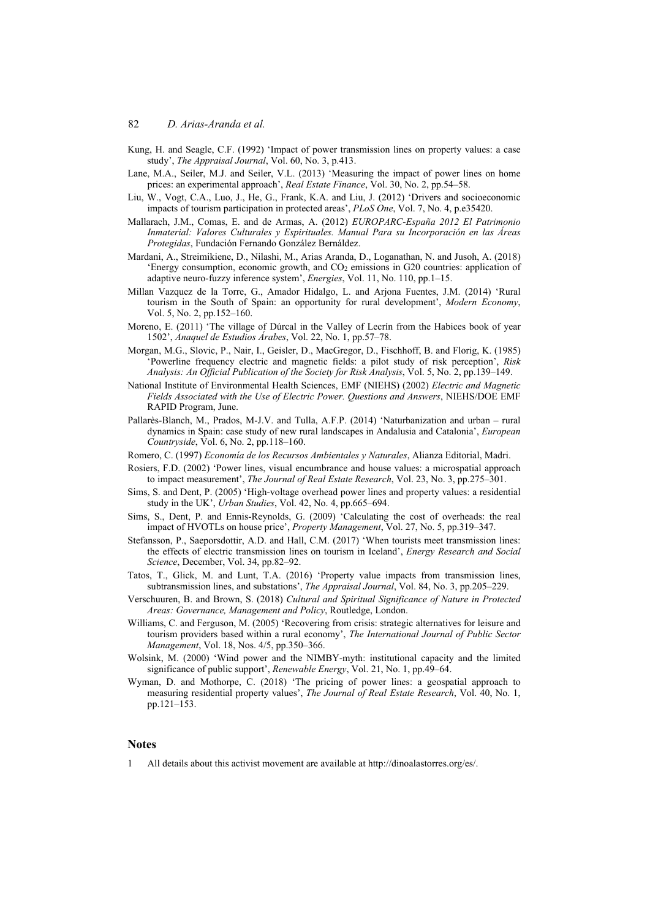Kung, H. and Seagle, C.F. (1992) 'Impact of power transmission lines on property values: a case study', *The Appraisal Journal*, Vol. 60, No. 3, p.413.

Lane, M.A., Seiler, M.J. and Seiler, V.L. (2013) 'Measuring the impact of power lines on home prices: an experimental approach', *Real Estate Finance*, Vol. 30, No. 2, pp.54–58.

Liu, W., Vogt, C.A., Luo, J., He, G., Frank, K.A. and Liu, J. (2012) 'Drivers and socioeconomic impacts of tourism participation in protected areas', *PLoS One*, Vol. 7, No. 4, p.e35420.

Mallarach, J.M., Comas, E. and de Armas, A. (2012) *EUROPARC-España 2012 El Patrimonio Inmaterial: Valores Culturales y Espirituales. Manual Para su Incorporación en las Áreas Protegidas*, Fundación Fernando González Bernáldez.

Mardani, A., Streimikiene, D., Nilashi, M., Arias Aranda, D., Loganathan, N. and Jusoh, A. (2018) 'Energy consumption, economic growth, and $CO_2$ emissions in G20 countries: application of adaptive neuro-fuzzy inference system', *Energies*, Vol. 11, No. 110, pp.1–15.

Millan Vazquez de la Torre, G., Amador Hidalgo, L. and Arjona Fuentes, J.M. (2014) 'Rural tourism in the South of Spain: an opportunity for rural development', *Modern Economy*, Vol. 5, No. 2, pp.152–160.

Moreno, E. (2011) 'The village of Dúrcal in the Valley of Lecrín from the Habices book of year 1502', *Anaquel de Estudios Árabes*, Vol. 22, No. 1, pp.57–78.

Morgan, M.G., Slovic, P., Nair, I., Geisler, D., MacGregor, D., Fischhoff, B. and Florig, K. (1985) 'Powerline frequency electric and magnetic fields: a pilot study of risk perception', *Risk Analysis: An Official Publication of the Society for Risk Analysis*, Vol. 5, No. 2, pp.139–149.

National Institute of Environmental Health Sciences, EMF (NIEHS) (2002) *Electric and Magnetic Fields Associated with the Use of Electric Power. Questions and Answers*, NIEHS/DOE EMF RAPID Program, June.

Pallarès-Blanch, M., Prados, M-J.V. and Tulla, A.F.P. (2014) 'Naturbanization and urban – rural dynamics in Spain: case study of new rural landscapes in Andalusia and Catalonia', *European Countryside*, Vol. 6, No. 2, pp.118–160.

Romero, C. (1997) *Economía de los Recursos Ambientales y Naturales*, Alianza Editorial, Madri.

Rosiers, F.D. (2002) 'Power lines, visual encumbrance and house values: a microspatial approach to impact measurement', *The Journal of Real Estate Research*, Vol. 23, No. 3, pp.275–301.

Sims, S. and Dent, P. (2005) 'High-voltage overhead power lines and property values: a residential study in the UK', *Urban Studies*, Vol. 42, No. 4, pp.665–694.

Sims, S., Dent, P. and Ennis-Reynolds, G. (2009) 'Calculating the cost of overheads: the real impact of HVOTLs on house price', *Property Management*, Vol. 27, No. 5, pp.319–347.

Stefansson, P., Saeporsdottir, A.D. and Hall, C.M. (2017) 'When tourists meet transmission lines: the effects of electric transmission lines on tourism in Iceland', *Energy Research and Social Science*, December, Vol. 34, pp.82–92.

Tatos, T., Glick, M. and Lunt, T.A. (2016) 'Property value impacts from transmission lines, subtransmission lines, and substations', *The Appraisal Journal*, Vol. 84, No. 3, pp.205–229.

Verschuuren, B. and Brown, S. (2018) *Cultural and Spiritual Significance of Nature in Protected Areas: Governance, Management and Policy*, Routledge, London.

Williams, C. and Ferguson, M. (2005) 'Recovering from crisis: strategic alternatives for leisure and tourism providers based within a rural economy', *The International Journal of Public Sector Management*, Vol. 18, Nos. 4/5, pp.350–366.

Wolsink, M. (2000) 'Wind power and the NIMBY-myth: institutional capacity and the limited significance of public support', *Renewable Energy*, Vol. 21, No. 1, pp.49–64.

Wyman, D. and Mothorpe, C. (2018) 'The pricing of power lines: a geospatial approach to measuring residential property values', *The Journal of Real Estate Research*, Vol. 40, No. 1, pp.121–153.

## Notes

1 All details about this activist movement are available at http://dinoalastorres.org/es/.